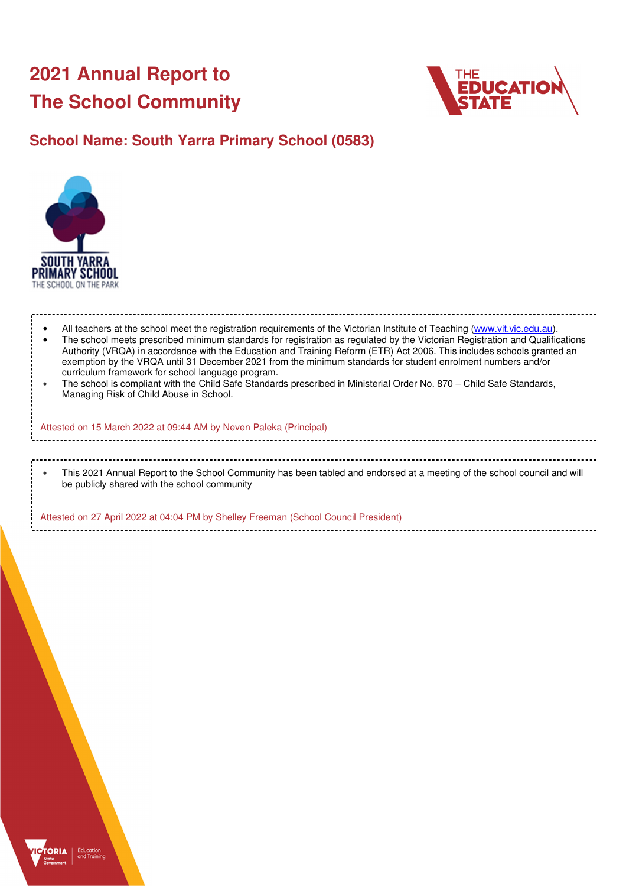# 2021 Annual Report to The School Community

## School Name: South Yarra Primary School (0583)

- All teachers at the school meet the registration requirements of the Victorian Institute of Teaching (www.vit.vic.edu.au).
- The school meets prescribed minimum standards for registration as regulated by the Victorian Registration and Qualifications Authority (VRQA) in accordance with the Education and Training Reform (ETR) Act 2006. This includes schools granted an exemption by the VRQA until 31 December 2021 from the minimum standards for student enrolment numbers and/or curriculum framework for school language program.
- The school is compliant with the Child Safe Standards prescribed in Ministerial Order No. 870 – Child Safe Standards, Managing Risk of Child Abuse in School.

Attested on 15 March 2022 at 09:44 AM by Neven Paleka (Principal)

- This 2021 Annual Report to the School Community has been tabled and endorsed at a meeting of the school council and will be publicly shared with the school community

Attested on 27 April 2022 at 04:04 PM by Shelley Freeman (School Council President)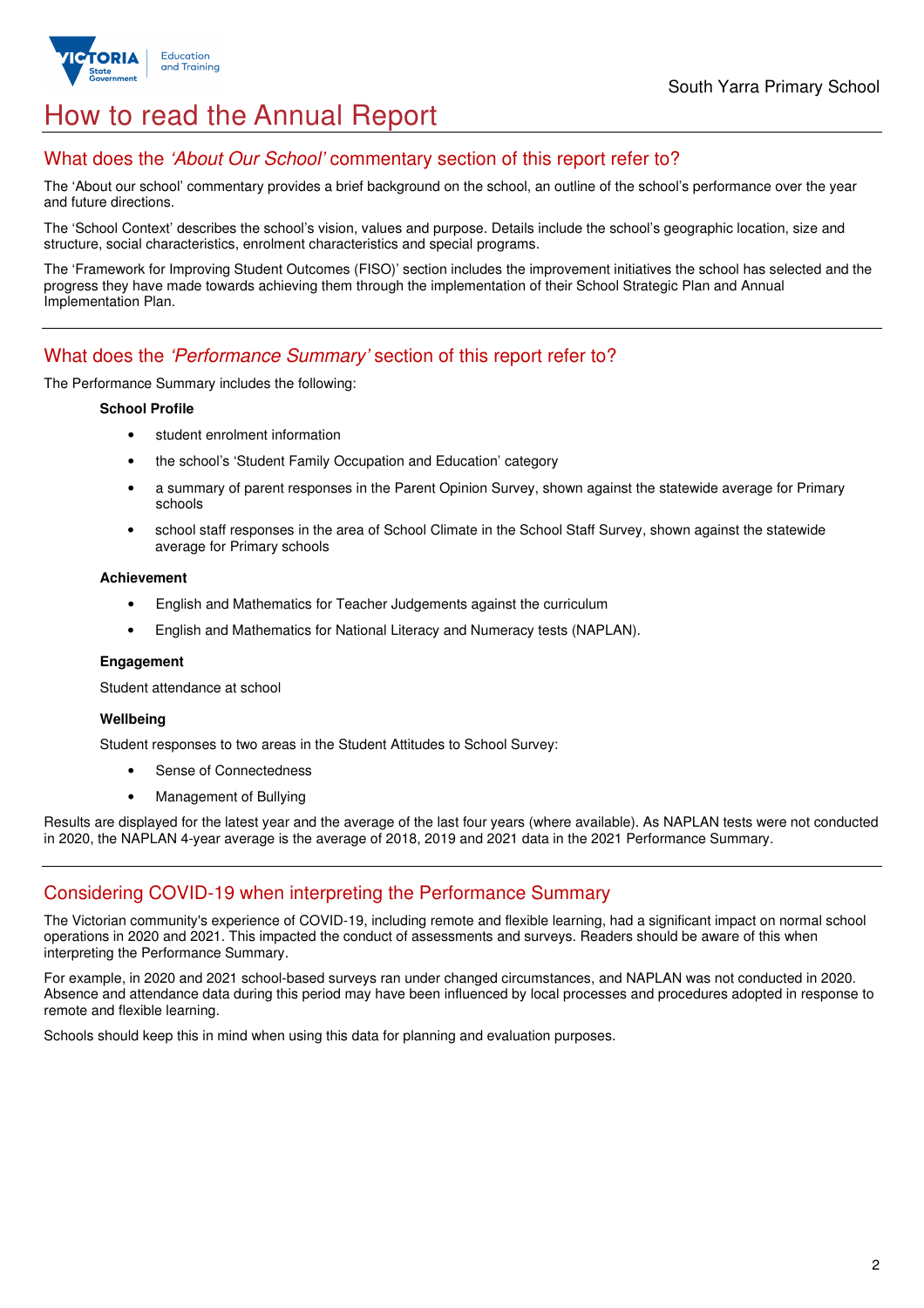# How to read the Annual Report

## What does the *'About Our School'* commentary section of this report refer to?

The 'About our school' commentary provides a brief background on the school, an outline of the school's performance over the year and future directions.

The 'School Context' describes the school's vision, values and purpose. Details include the school's geographic location, size and structure, social characteristics, enrolment characteristics and special programs.

The 'Framework for Improving Student Outcomes (FISO)' section includes the improvement initiatives the school has selected and the progress they have made towards achieving them through the implementation of their School Strategic Plan and Annual Implementation Plan.

## What does the *'Performance Summary'* section of this report refer to?

The Performance Summary includes the following:

**School Profile**

- student enrolment information
- the school's 'Student Family Occupation and Education' category
- a summary of parent responses in the Parent Opinion Survey, shown against the statewide average for Primary schools
- school staff responses in the area of School Climate in the School Staff Survey, shown against the statewide average for Primary schools

**Achievement**

- English and Mathematics for Teacher Judgements against the curriculum
- English and Mathematics for National Literacy and Numeracy tests (NAPLAN).

**Engagement**

Student attendance at school

**Wellbeing**

Student responses to two areas in the Student Attitudes to School Survey:

- Sense of Connectedness
- Management of Bullying

Results are displayed for the latest year and the average of the last four years (where available). As NAPLAN tests were not conducted in 2020, the NAPLAN 4-year average is the average of 2018, 2019 and 2021 data in the 2021 Performance Summary.

## Considering COVID-19 when interpreting the Performance Summary

The Victorian community's experience of COVID-19, including remote and flexible learning, had a significant impact on normal school operations in 2020 and 2021. This impacted the conduct of assessments and surveys. Readers should be aware of this when interpreting the Performance Summary.

For example, in 2020 and 2021 school-based surveys ran under changed circumstances, and NAPLAN was not conducted in 2020. Absence and attendance data during this period may have been influenced by local processes and procedures adopted in response to remote and flexible learning.

Schools should keep this in mind when using this data for planning and evaluation purposes.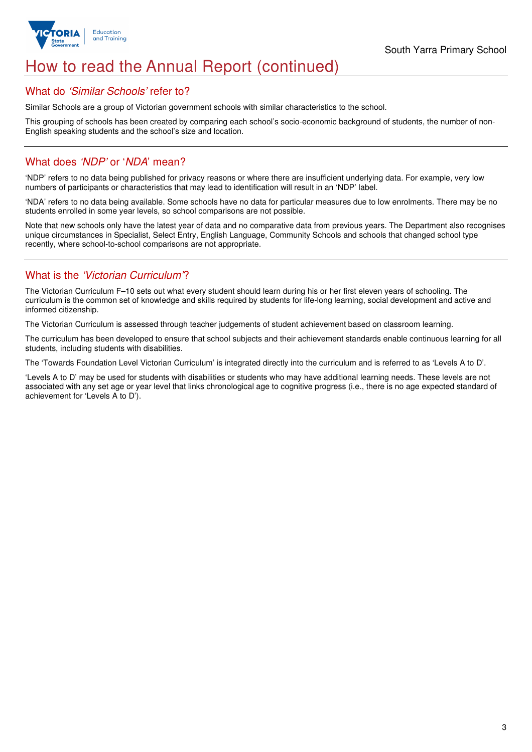# How to read the Annual Report (continued)

## What do *'Similar Schools'* refer to?

Similar Schools are a group of Victorian government schools with similar characteristics to the school.

This grouping of schools has been created by comparing each school's socio-economic background of students, the number of non-English speaking students and the school's size and location.

## What does *'NDP'* or '*NDA*' mean?

'NDP' refers to no data being published for privacy reasons or where there are insufficient underlying data. For example, very low numbers of participants or characteristics that may lead to identification will result in an 'NDP' label.

'NDA' refers to no data being available. Some schools have no data for particular measures due to low enrolments. There may be no students enrolled in some year levels, so school comparisons are not possible.

Note that new schools only have the latest year of data and no comparative data from previous years. The Department also recognises unique circumstances in Specialist, Select Entry, English Language, Community Schools and schools that changed school type recently, where school-to-school comparisons are not appropriate.

## What is the *'Victorian Curriculum'*?

The Victorian Curriculum F–10 sets out what every student should learn during his or her first eleven years of schooling. The curriculum is the common set of knowledge and skills required by students for life-long learning, social development and active and informed citizenship.

The Victorian Curriculum is assessed through teacher judgements of student achievement based on classroom learning.

The curriculum has been developed to ensure that school subjects and their achievement standards enable continuous learning for all students, including students with disabilities.

The 'Towards Foundation Level Victorian Curriculum' is integrated directly into the curriculum and is referred to as 'Levels A to D'.

'Levels A to D' may be used for students with disabilities or students who may have additional learning needs. These levels are not associated with any set age or year level that links chronological age to cognitive progress (i.e., there is no age expected standard of achievement for 'Levels A to D').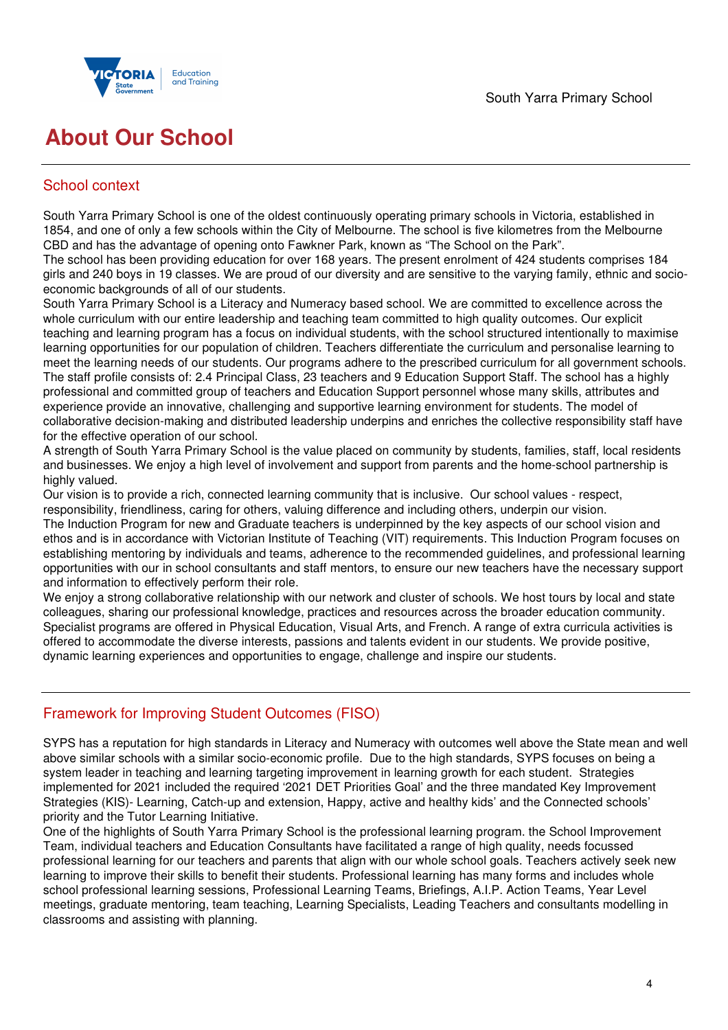# About Our School

## School context

South Yarra Primary School is one of the oldest continuously operating primary schools in Victoria, established in 1854, and one of only a few schools within the City of Melbourne. The school is five kilometres from the Melbourne CBD and has the advantage of opening onto Fawkner Park, known as "The School on the Park".
The school has been providing education for over 168 years. The present enrolment of 424 students comprises 184 girls and 240 boys in 19 classes. We are proud of our diversity and are sensitive to the varying family, ethnic and socio-economic backgrounds of all of our students.
South Yarra Primary School is a Literacy and Numeracy based school. We are committed to excellence across the whole curriculum with our entire leadership and teaching team committed to high quality outcomes. Our explicit teaching and learning program has a focus on individual students, with the school structured intentionally to maximise learning opportunities for our population of children. Teachers differentiate the curriculum and personalise learning to meet the learning needs of our students. Our programs adhere to the prescribed curriculum for all government schools.
The staff profile consists of: 2.4 Principal Class, 23 teachers and 9 Education Support Staff. The school has a highly professional and committed group of teachers and Education Support personnel whose many skills, attributes and experience provide an innovative, challenging and supportive learning environment for students. The model of collaborative decision-making and distributed leadership underpins and enriches the collective responsibility staff have for the effective operation of our school.
A strength of South Yarra Primary School is the value placed on community by students, families, staff, local residents and businesses. We enjoy a high level of involvement and support from parents and the home-school partnership is highly valued.
Our vision is to provide a rich, connected learning community that is inclusive. Our school values - respect, responsibility, friendliness, caring for others, valuing difference and including others, underpin our vision.
The Induction Program for new and Graduate teachers is underpinned by the key aspects of our school vision and ethos and is in accordance with Victorian Institute of Teaching (VIT) requirements. This Induction Program focuses on establishing mentoring by individuals and teams, adherence to the recommended guidelines, and professional learning opportunities with our in school consultants and staff mentors, to ensure our new teachers have the necessary support and information to effectively perform their role.
We enjoy a strong collaborative relationship with our network and cluster of schools. We host tours by local and state colleagues, sharing our professional knowledge, practices and resources across the broader education community.
Specialist programs are offered in Physical Education, Visual Arts, and French. A range of extra curricula activities is offered to accommodate the diverse interests, passions and talents evident in our students. We provide positive, dynamic learning experiences and opportunities to engage, challenge and inspire our students.

## Framework for Improving Student Outcomes (FISO)

SYPS has a reputation for high standards in Literacy and Numeracy with outcomes well above the State mean and well above similar schools with a similar socio-economic profile. Due to the high standards, SYPS focuses on being a system leader in teaching and learning targeting improvement in learning growth for each student. Strategies implemented for 2021 included the required '2021 DET Priorities Goal' and the three mandated Key Improvement Strategies (KIS)- Learning, Catch-up and extension, Happy, active and healthy kids' and the Connected schools' priority and the Tutor Learning Initiative.
One of the highlights of South Yarra Primary School is the professional learning program. the School Improvement Team, individual teachers and Education Consultants have facilitated a range of high quality, needs focussed professional learning for our teachers and parents that align with our whole school goals. Teachers actively seek new learning to improve their skills to benefit their students. Professional learning has many forms and includes whole school professional learning sessions, Professional Learning Teams, Briefings, A.I.P. Action Teams, Year Level meetings, graduate mentoring, team teaching, Learning Specialists, Leading Teachers and consultants modelling in classrooms and assisting with planning.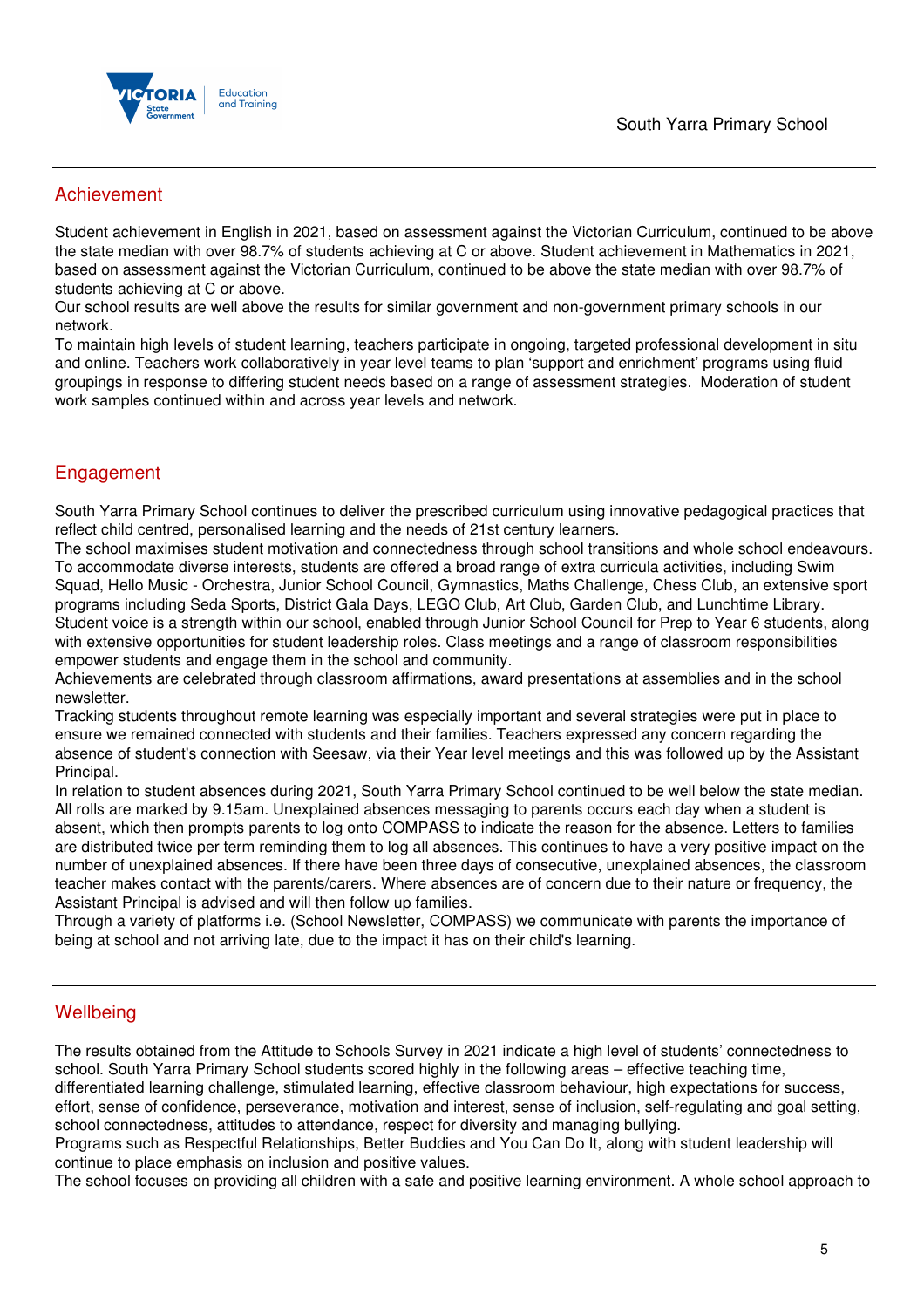## Achievement

Student achievement in English in 2021, based on assessment against the Victorian Curriculum, continued to be above the state median with over 98.7% of students achieving at C or above. Student achievement in Mathematics in 2021, based on assessment against the Victorian Curriculum, continued to be above the state median with over 98.7% of students achieving at C or above.
Our school results are well above the results for similar government and non-government primary schools in our network.
To maintain high levels of student learning, teachers participate in ongoing, targeted professional development in situ and online. Teachers work collaboratively in year level teams to plan 'support and enrichment' programs using fluid groupings in response to differing student needs based on a range of assessment strategies. Moderation of student work samples continued within and across year levels and network.

## Engagement

South Yarra Primary School continues to deliver the prescribed curriculum using innovative pedagogical practices that reflect child centred, personalised learning and the needs of 21st century learners.
The school maximises student motivation and connectedness through school transitions and whole school endeavours. To accommodate diverse interests, students are offered a broad range of extra curricula activities, including Swim Squad, Hello Music - Orchestra, Junior School Council, Gymnastics, Maths Challenge, Chess Club, an extensive sport programs including Seda Sports, District Gala Days, LEGO Club, Art Club, Garden Club, and Lunchtime Library.
Student voice is a strength within our school, enabled through Junior School Council for Prep to Year 6 students, along with extensive opportunities for student leadership roles. Class meetings and a range of classroom responsibilities empower students and engage them in the school and community.
Achievements are celebrated through classroom affirmations, award presentations at assemblies and in the school newsletter.
Tracking students throughout remote learning was especially important and several strategies were put in place to ensure we remained connected with students and their families. Teachers expressed any concern regarding the absence of student's connection with Seesaw, via their Year level meetings and this was followed up by the Assistant Principal.
In relation to student absences during 2021, South Yarra Primary School continued to be well below the state median. All rolls are marked by 9.15am. Unexplained absences messaging to parents occurs each day when a student is absent, which then prompts parents to log onto COMPASS to indicate the reason for the absence. Letters to families are distributed twice per term reminding them to log all absences. This continues to have a very positive impact on the number of unexplained absences. If there have been three days of consecutive, unexplained absences, the classroom teacher makes contact with the parents/carers. Where absences are of concern due to their nature or frequency, the Assistant Principal is advised and will then follow up families.
Through a variety of platforms i.e. (School Newsletter, COMPASS) we communicate with parents the importance of being at school and not arriving late, due to the impact it has on their child's learning.

## Wellbeing

The results obtained from the Attitude to Schools Survey in 2021 indicate a high level of students' connectedness to school. South Yarra Primary School students scored highly in the following areas – effective teaching time, differentiated learning challenge, stimulated learning, effective classroom behaviour, high expectations for success, effort, sense of confidence, perseverance, motivation and interest, sense of inclusion, self-regulating and goal setting, school connectedness, attitudes to attendance, respect for diversity and managing bullying.
Programs such as Respectful Relationships, Better Buddies and You Can Do It, along with student leadership will continue to place emphasis on inclusion and positive values.
The school focuses on providing all children with a safe and positive learning environment. A whole school approach to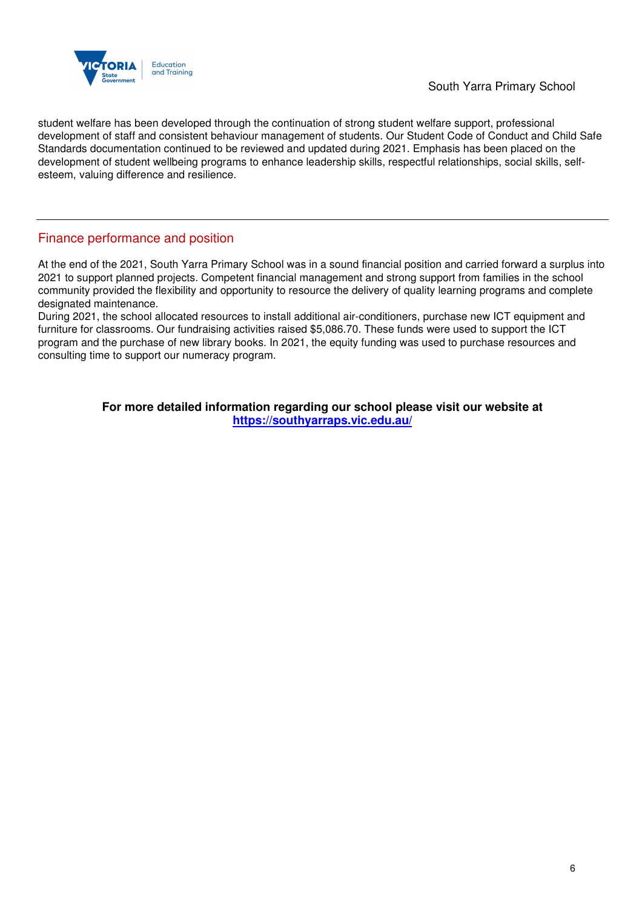student welfare has been developed through the continuation of strong student welfare support, professional development of staff and consistent behaviour management of students. Our Student Code of Conduct and Child Safe Standards documentation continued to be reviewed and updated during 2021. Emphasis has been placed on the development of student wellbeing programs to enhance leadership skills, respectful relationships, social skills, self-esteem, valuing difference and resilience.

---

## Finance performance and position

At the end of the 2021, South Yarra Primary School was in a sound financial position and carried forward a surplus into 2021 to support planned projects. Competent financial management and strong support from families in the school community provided the flexibility and opportunity to resource the delivery of quality learning programs and complete designated maintenance.
During 2021, the school allocated resources to install additional air-conditioners, purchase new ICT equipment and furniture for classrooms. Our fundraising activities raised $5,086.70. These funds were used to support the ICT program and the purchase of new library books. In 2021, the equity funding was used to purchase resources and consulting time to support our numeracy program.

**For more detailed information regarding our school please visit our website at [https://southyarraps.vic.edu.au/](https://southyarraps.vic.edu.au/)**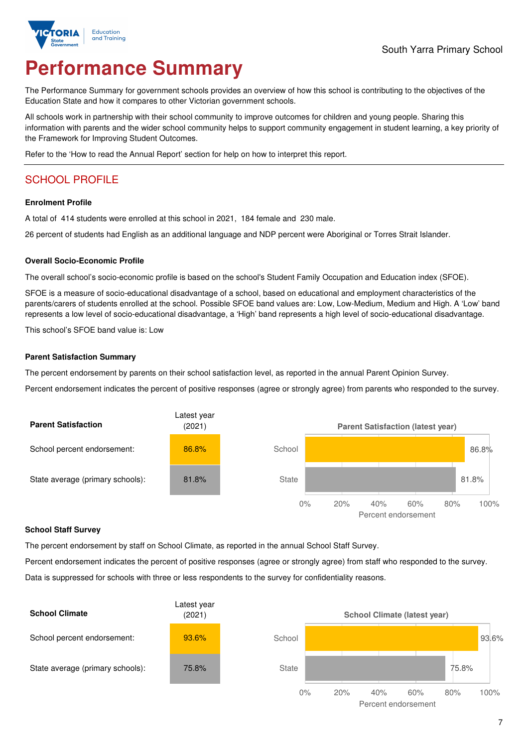# Performance Summary

The Performance Summary for government schools provides an overview of how this school is contributing to the objectives of the Education State and how it compares to other Victorian government schools.

All schools work in partnership with their school community to improve outcomes for children and young people. Sharing this information with parents and the wider school community helps to support community engagement in student learning, a key priority of the Framework for Improving Student Outcomes.

Refer to the 'How to read the Annual Report' section for help on how to interpret this report.

## SCHOOL PROFILE

### Enrolment Profile

A total of 414 students were enrolled at this school in 2021, 184 female and 230 male.

26 percent of students had English as an additional language and NDP percent were Aboriginal or Torres Strait Islander.

### Overall Socio-Economic Profile

The overall school's socio-economic profile is based on the school's Student Family Occupation and Education index (SFOE).

SFOE is a measure of socio-educational disadvantage of a school, based on educational and employment characteristics of the parents/carers of students enrolled at the school. Possible SFOE band values are: Low, Low-Medium, Medium and High. A 'Low' band represents a low level of socio-educational disadvantage, a 'High' band represents a high level of socio-educational disadvantage.

This school's SFOE band value is: Low

### Parent Satisfaction Summary

The percent endorsement by parents on their school satisfaction level, as reported in the annual Parent Opinion Survey.

Percent endorsement indicates the percent of positive responses (agree or strongly agree) from parents who responded to the survey.

| Parent Satisfaction | Latest year (2021) |
|---|---|
| School percent endorsement: | 86.8% |
| State average (primary schools): | 81.8% |

**Parent Satisfaction (latest year)**

| | Percent endorsement |
|---|---|
| School | 86.8% |
| State | 81.8% |

### School Staff Survey

The percent endorsement by staff on School Climate, as reported in the annual School Staff Survey.

Percent endorsement indicates the percent of positive responses (agree or strongly agree) from staff who responded to the survey.

Data is suppressed for schools with three or less respondents to the survey for confidentiality reasons.

| School Climate | Latest year (2021) |
|---|---|
| School percent endorsement: | 93.6% |
| State average (primary schools): | 75.8% |

**School Climate (latest year)**

| | Percent endorsement |
|---|---|
| School | 93.6% |
| State | 75.8% |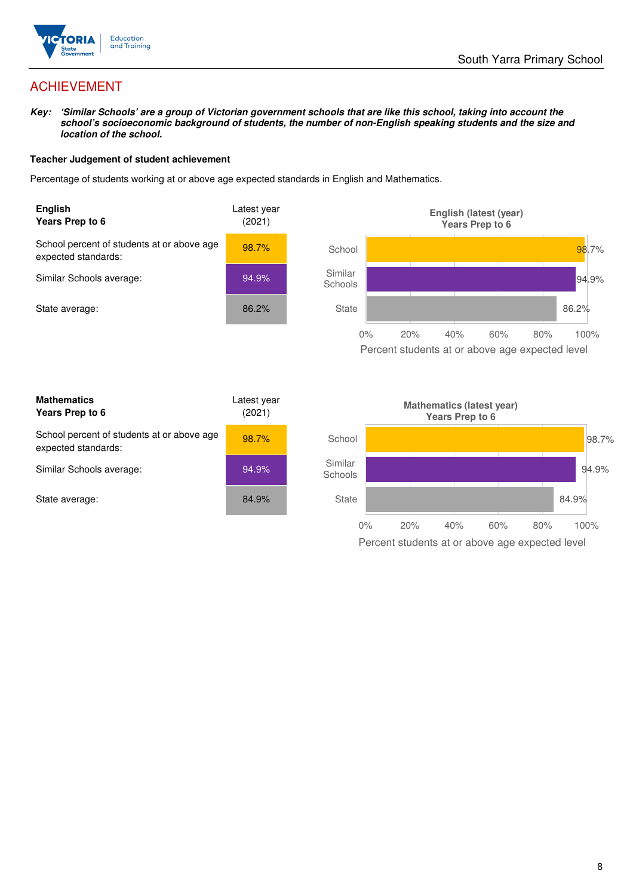# ACHIEVEMENT

***Key:*** ***'Similar Schools' are a group of Victorian government schools that are like this school, taking into account the school's socioeconomic background of students, the number of non-English speaking students and the size and location of the school.***

**Teacher Judgement of student achievement**

Percentage of students working at or above age expected standards in English and Mathematics.

| **English**<br>**Years Prep to 6** | Latest year (2021) |
|---|---|
| School percent of students at or above age expected standards: | 98.7% |
| Similar Schools average: | 94.9% |
| State average: | 86.2% |

**English (latest (year) Years Prep to 6**

| | Percent students at or above age expected level |
|---|---|
| School | 98.7% |
| Similar Schools | 94.9% |
| State | 86.2% |

| **Mathematics**<br>**Years Prep to 6** | Latest year (2021) |
|---|---|
| School percent of students at or above age expected standards: | 98.7% |
| Similar Schools average: | 94.9% |
| State average: | 84.9% |

**Mathematics (latest year) Years Prep to 6**

| | Percent students at or above age expected level |
|---|---|
| School | 98.7% |
| Similar Schools | 94.9% |
| State | 84.9% |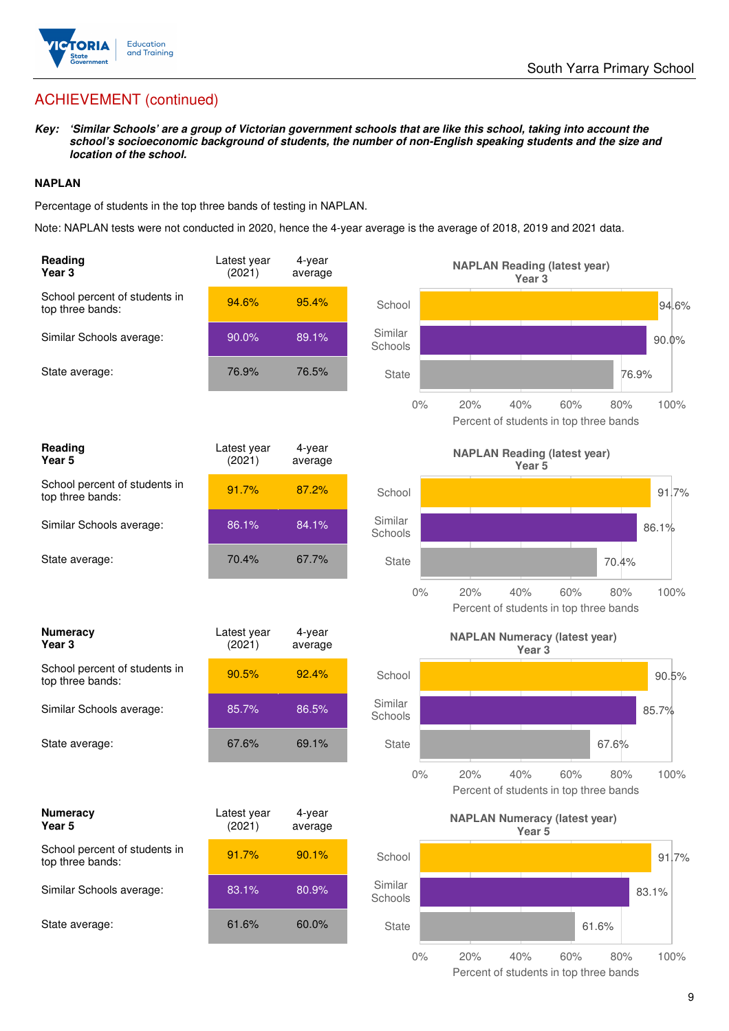## ACHIEVEMENT (continued)

***Key:*** ***'Similar Schools' are a group of Victorian government schools that are like this school, taking into account the school's socioeconomic background of students, the number of non-English speaking students and the size and location of the school.***

### NAPLAN

Percentage of students in the top three bands of testing in NAPLAN.

Note: NAPLAN tests were not conducted in 2020, hence the 4-year average is the average of 2018, 2019 and 2021 data.

| **Reading Year 3** | Latest year (2021) | 4-year average |
|---|---|---|
| School percent of students in top three bands: | 94.6% | 95.4% |
| Similar Schools average: | 90.0% | 89.1% |
| State average: | 76.9% | 76.5% |

**NAPLAN Reading (latest year) Year 3**

| | Percent of students in top three bands |
|---|---|
| School | 94.6% |
| Similar Schools | 90.0% |
| State | 76.9% |

| **Reading Year 5** | Latest year (2021) | 4-year average |
|---|---|---|
| School percent of students in top three bands: | 91.7% | 87.2% |
| Similar Schools average: | 86.1% | 84.1% |
| State average: | 70.4% | 67.7% |

**NAPLAN Reading (latest year) Year 5**

| | Percent of students in top three bands |
|---|---|
| School | 91.7% |
| Similar Schools | 86.1% |
| State | 70.4% |

| **Numeracy Year 3** | Latest year (2021) | 4-year average |
|---|---|---|
| School percent of students in top three bands: | 90.5% | 92.4% |
| Similar Schools average: | 85.7% | 86.5% |
| State average: | 67.6% | 69.1% |

**NAPLAN Numeracy (latest year) Year 3**

| | Percent of students in top three bands |
|---|---|
| School | 90.5% |
| Similar Schools | 85.7% |
| State | 67.6% |

| **Numeracy Year 5** | Latest year (2021) | 4-year average |
|---|---|---|
| School percent of students in top three bands: | 91.7% | 90.1% |
| Similar Schools average: | 83.1% | 80.9% |
| State average: | 61.6% | 60.0% |

**NAPLAN Numeracy (latest year) Year 5**

| | Percent of students in top three bands |
|---|---|
| School | 91.7% |
| Similar Schools | 83.1% |
| State | 61.6% |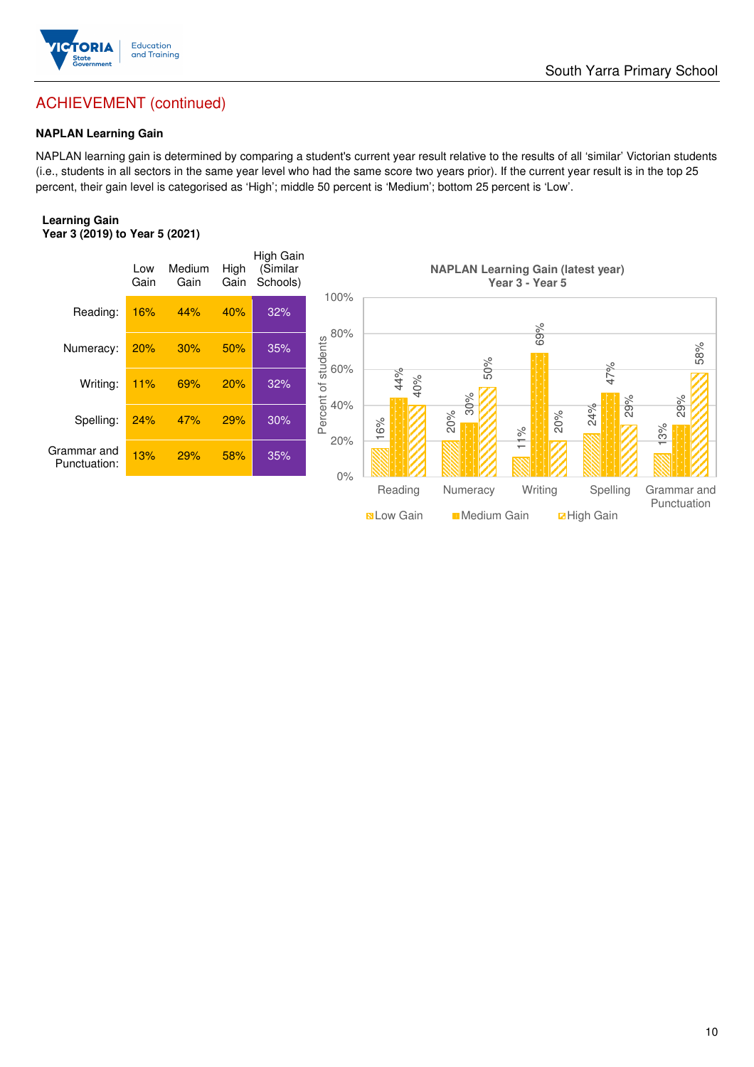## ACHIEVEMENT (continued)

### NAPLAN Learning Gain

NAPLAN learning gain is determined by comparing a student's current year result relative to the results of all 'similar' Victorian students (i.e., students in all sectors in the same year level who had the same score two years prior). If the current year result is in the top 25 percent, their gain level is categorised as 'High'; middle 50 percent is 'Medium'; bottom 25 percent is 'Low'.

**Learning Gain**
**Year 3 (2019) to Year 5 (2021)**

| | Low Gain | Medium Gain | High Gain | High Gain (Similar Schools) |
|---|---|---|---|---|
| Reading: | 16% | 44% | 40% | 32% |
| Numeracy: | 20% | 30% | 50% | 35% |
| Writing: | 11% | 69% | 20% | 32% |
| Spelling: | 24% | 47% | 29% | 30% |
| Grammar and Punctuation: | 13% | 29% | 58% | 35% |

**NAPLAN Learning Gain (latest year)**
**Year 3 - Year 5**

| | Low Gain | Medium Gain | High Gain |
|---|---|---|---|
| Reading | 16% | 44% | 40% |
| Numeracy | 20% | 30% | 50% |
| Writing | 11% | 69% | 20% |
| Spelling | 24% | 47% | 29% |
| Grammar and Punctuation | 13% | 29% | 58% |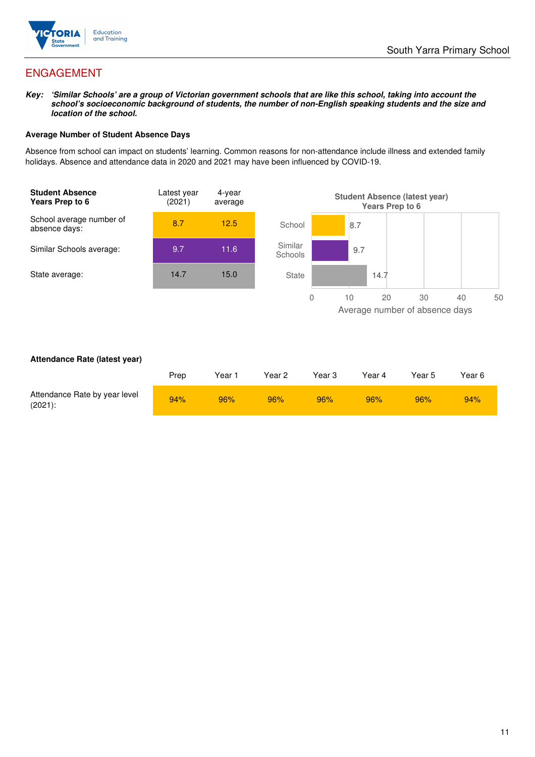## ENGAGEMENT

***Key:** 'Similar Schools' are a group of Victorian government schools that are like this school, taking into account the school's socioeconomic background of students, the number of non-English speaking students and the size and location of the school.*

### Average Number of Student Absence Days

Absence from school can impact on students' learning. Common reasons for non-attendance include illness and extended family holidays. Absence and attendance data in 2020 and 2021 may have been influenced by COVID-19.

| **Student Absence Years Prep to 6** | Latest year (2021) | 4-year average |
|---|---|---|
| School average number of absence days: | 8.7 | 12.5 |
| Similar Schools average: | 9.7 | 11.6 |
| State average: | 14.7 | 15.0 |

**Student Absence (latest year) Years Prep to 6**

| | Average number of absence days |
|---|---|
| School | 8.7 |
| Similar Schools | 9.7 |
| State | 14.7 |

### Attendance Rate (latest year)

| | Prep | Year 1 | Year 2 | Year 3 | Year 4 | Year 5 | Year 6 |
|---|---|---|---|---|---|---|---|
| Attendance Rate by year level (2021): | 94% | 96% | 96% | 96% | 96% | 96% | 94% |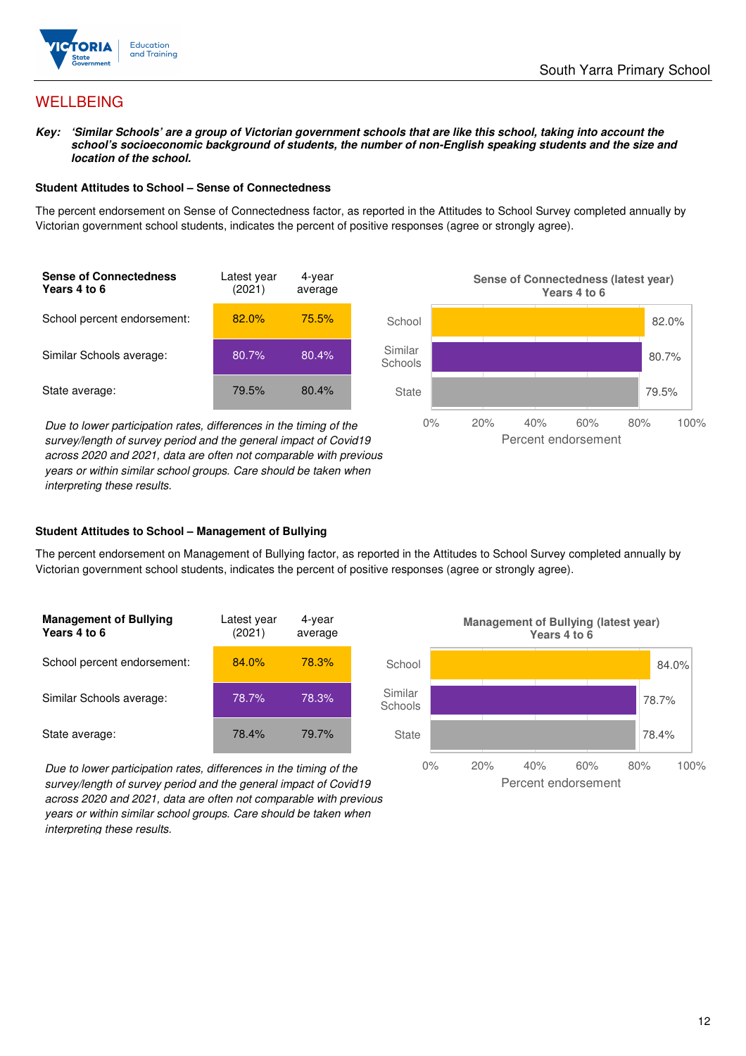## WELLBEING

***Key:** 'Similar Schools' are a group of Victorian government schools that are like this school, taking into account the school's socioeconomic background of students, the number of non-English speaking students and the size and location of the school.*

### Student Attitudes to School – Sense of Connectedness

The percent endorsement on Sense of Connectedness factor, as reported in the Attitudes to School Survey completed annually by Victorian government school students, indicates the percent of positive responses (agree or strongly agree).

| Sense of Connectedness Years 4 to 6 | Latest year (2021) | 4-year average |
|---|---|---|
| School percent endorsement: | 82.0% | 75.5% |
| Similar Schools average: | 80.7% | 80.4% |
| State average: | 79.5% | 80.4% |

*Due to lower participation rates, differences in the timing of the survey/length of survey period and the general impact of Covid19 across 2020 and 2021, data are often not comparable with previous years or within similar school groups. Care should be taken when interpreting these results.*

**Sense of Connectedness (latest year) Years 4 to 6**

| | Percent endorsement |
|---|---|
| School | 82.0% |
| Similar Schools | 80.7% |
| State | 79.5% |

### Student Attitudes to School – Management of Bullying

The percent endorsement on Management of Bullying factor, as reported in the Attitudes to School Survey completed annually by Victorian government school students, indicates the percent of positive responses (agree or strongly agree).

| Management of Bullying Years 4 to 6 | Latest year (2021) | 4-year average |
|---|---|---|
| School percent endorsement: | 84.0% | 78.3% |
| Similar Schools average: | 78.7% | 78.3% |
| State average: | 78.4% | 79.7% |

*Due to lower participation rates, differences in the timing of the survey/length of survey period and the general impact of Covid19 across 2020 and 2021, data are often not comparable with previous years or within similar school groups. Care should be taken when interpreting these results.*

**Management of Bullying (latest year) Years 4 to 6**

| | Percent endorsement |
|---|---|
| School | 84.0% |
| Similar Schools | 78.7% |
| State | 78.4% |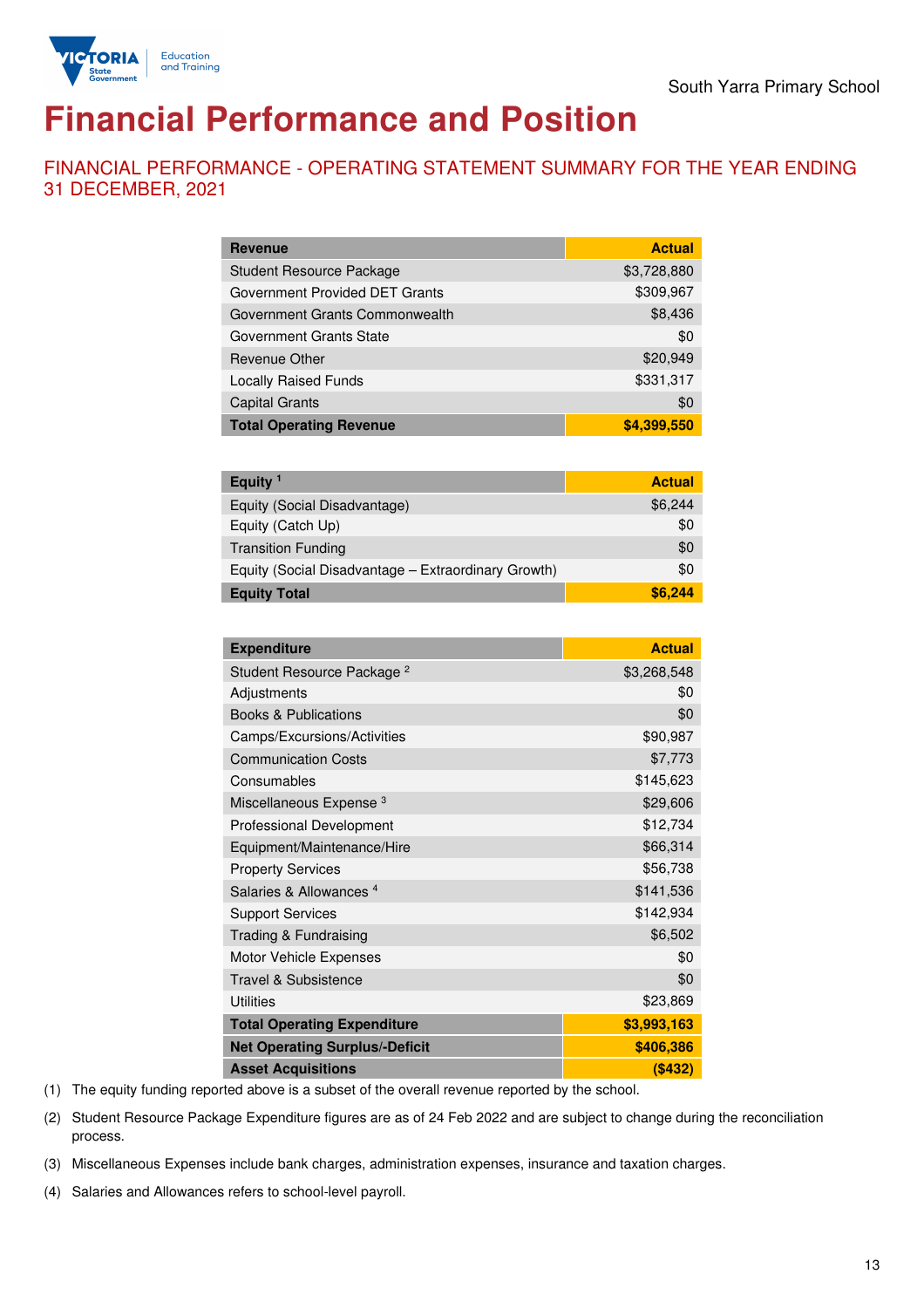South Yarra Primary School

# Financial Performance and Position

## FINANCIAL PERFORMANCE - OPERATING STATEMENT SUMMARY FOR THE YEAR ENDING 31 DECEMBER, 2021

| Revenue | Actual |
|---|---|
| Student Resource Package | $3,728,880 |
| Government Provided DET Grants | $309,967 |
| Government Grants Commonwealth | $8,436 |
| Government Grants State | $0 |
| Revenue Other | $20,949 |
| Locally Raised Funds | $331,317 |
| Capital Grants | $0 |
| **Total Operating Revenue** | **$4,399,550** |

| Equity [1] | Actual |
|---|---|
| Equity (Social Disadvantage) | $6,244 |
| Equity (Catch Up) | $0 |
| Transition Funding | $0 |
| Equity (Social Disadvantage – Extraordinary Growth) | $0 |
| **Equity Total** | **$6,244** |

| Expenditure | Actual |
|---|---|
| Student Resource Package [2] | $3,268,548 |
| Adjustments | $0 |
| Books & Publications | $0 |
| Camps/Excursions/Activities | $90,987 |
| Communication Costs | $7,773 |
| Consumables | $145,623 |
| Miscellaneous Expense [3] | $29,606 |
| Professional Development | $12,734 |
| Equipment/Maintenance/Hire | $66,314 |
| Property Services | $56,738 |
| Salaries & Allowances [4] | $141,536 |
| Support Services | $142,934 |
| Trading & Fundraising | $6,502 |
| Motor Vehicle Expenses | $0 |
| Travel & Subsistence | $0 |
| Utilities | $23,869 |
| **Total Operating Expenditure** | **$3,993,163** |
| **Net Operating Surplus/-Deficit** | **$406,386** |
| **Asset Acquisitions** | **($432)** |

(1) The equity funding reported above is a subset of the overall revenue reported by the school.

(2) Student Resource Package Expenditure figures are as of 24 Feb 2022 and are subject to change during the reconciliation process.

(3) Miscellaneous Expenses include bank charges, administration expenses, insurance and taxation charges.

(4) Salaries and Allowances refers to school-level payroll.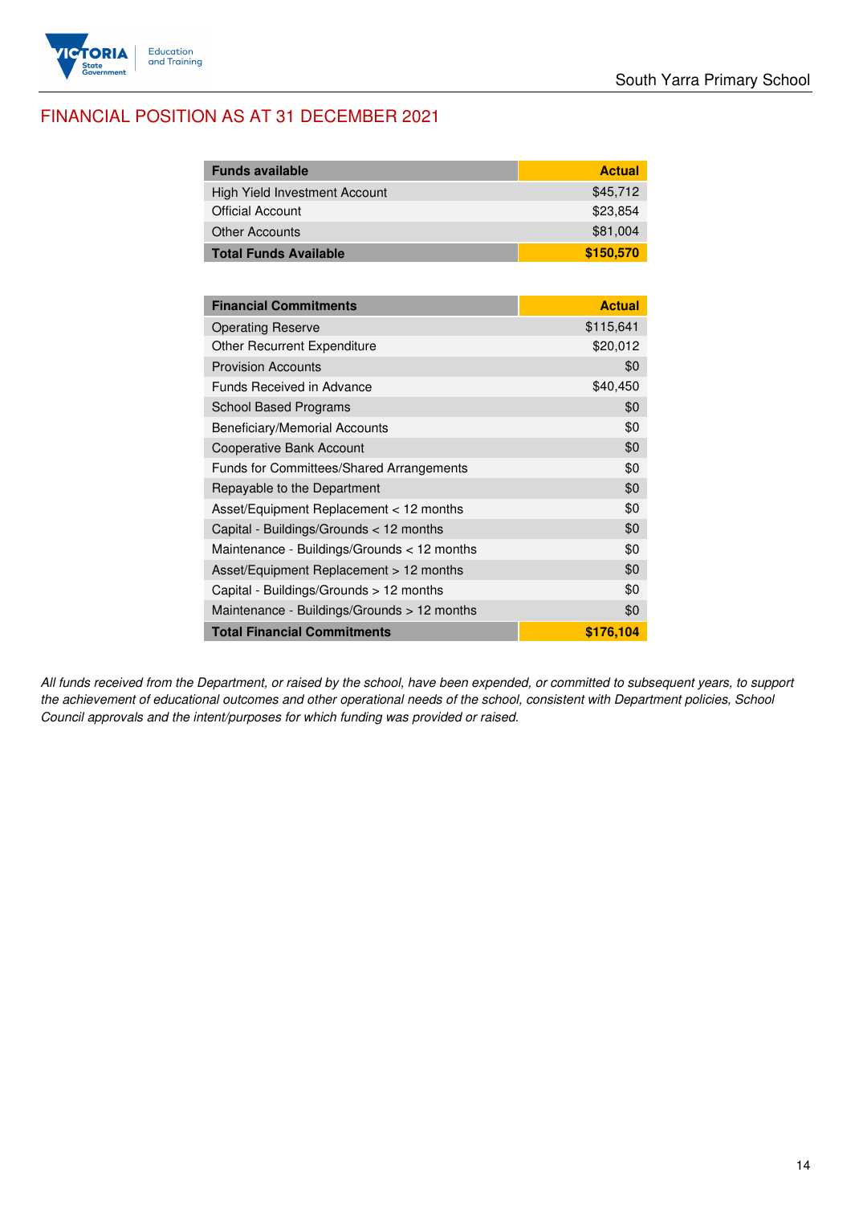# FINANCIAL POSITION AS AT 31 DECEMBER 2021

| Funds available | Actual |
|---|---|
| High Yield Investment Account | $45,712 |
| Official Account | $23,854 |
| Other Accounts | $81,004 |
| **Total Funds Available** | **$150,570** |

| Financial Commitments | Actual |
|---|---|
| Operating Reserve | $115,641 |
| Other Recurrent Expenditure | $20,012 |
| Provision Accounts | $0 |
| Funds Received in Advance | $40,450 |
| School Based Programs | $0 |
| Beneficiary/Memorial Accounts | $0 |
| Cooperative Bank Account | $0 |
| Funds for Committees/Shared Arrangements | $0 |
| Repayable to the Department | $0 |
| Asset/Equipment Replacement < 12 months | $0 |
| Capital - Buildings/Grounds < 12 months | $0 |
| Maintenance - Buildings/Grounds < 12 months | $0 |
| Asset/Equipment Replacement > 12 months | $0 |
| Capital - Buildings/Grounds > 12 months | $0 |
| Maintenance - Buildings/Grounds > 12 months | $0 |
| **Total Financial Commitments** | **$176,104** |

*All funds received from the Department, or raised by the school, have been expended, or committed to subsequent years, to support the achievement of educational outcomes and other operational needs of the school, consistent with Department policies, School Council approvals and the intent/purposes for which funding was provided or raised.*